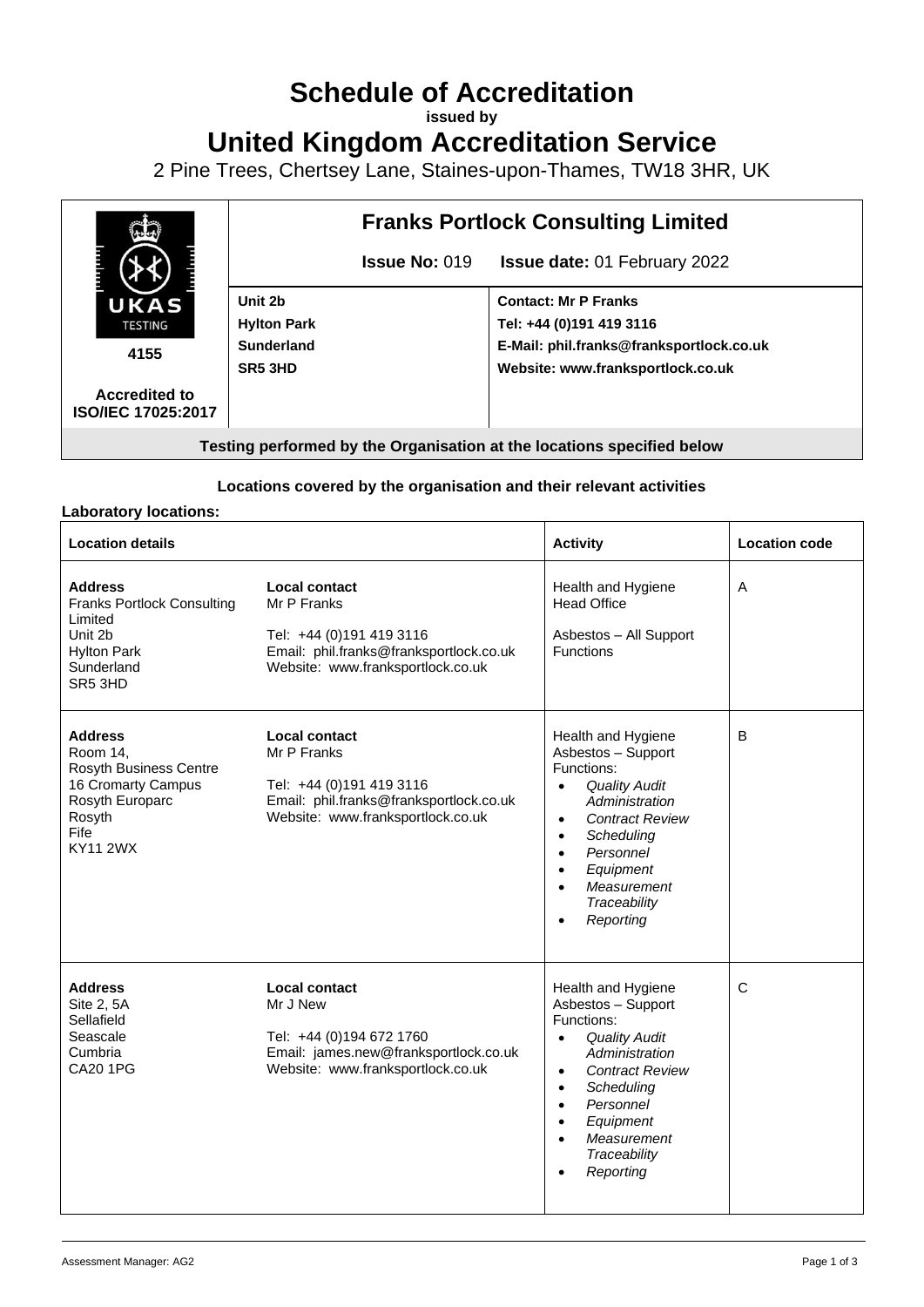# Schedule of Accreditation

**issued by**

# United Kingdom Accreditation Service

2 Pine Trees, Chertsey Lane, Staines-upon-Thames, TW18 3HR, UK

| UKAS TESTING 4155 Accredited to ISO/IEC 17025:2017 | **Franks Portlock Consulting Limited** | |
|---|---|---|
| | **Issue No:** 019 | **Issue date:** 01 February 2022 |
| | **Unit 2b**<br>**Hylton Park**<br>**Sunderland**<br>**SR5 3HD** | **Contact: Mr P Franks**<br>**Tel: +44 (0)191 419 3116**<br>**E-Mail: phil.franks@franksportlock.co.uk**<br>**Website: www.franksportlock.co.uk** |

**Testing performed by the Organisation at the locations specified below**

### Locations covered by the organisation and their relevant activities

**Laboratory locations:**

| Location details | | Activity | Location code |
|---|---|---|---|
| **Address**<br>Franks Portlock Consulting Limited<br>Unit 2b<br>Hylton Park<br>Sunderland<br>SR5 3HD | **Local contact**<br>Mr P Franks<br><br>Tel: +44 (0)191 419 3116<br>Email: phil.franks@franksportlock.co.uk<br>Website: www.franksportlock.co.uk | Health and Hygiene Head Office<br><br>Asbestos – All Support Functions | A |
| **Address**<br>Room 14,<br>Rosyth Business Centre<br>16 Cromarty Campus<br>Rosyth Europarc<br>Rosyth<br>Fife<br>KY11 2WX | **Local contact**<br>Mr P Franks<br><br>Tel: +44 (0)191 419 3116<br>Email: phil.franks@franksportlock.co.uk<br>Website: www.franksportlock.co.uk | Health and Hygiene<br>Asbestos – Support Functions:<br>• *Quality Audit Administration*<br>• *Contract Review*<br>• *Scheduling*<br>• *Personnel*<br>• *Equipment*<br>• *Measurement Traceability*<br>• *Reporting* | B |
| **Address**<br>Site 2, 5A<br>Sellafield<br>Seascale<br>Cumbria<br>CA20 1PG | **Local contact**<br>Mr J New<br><br>Tel: +44 (0)194 672 1760<br>Email: james.new@franksportlock.co.uk<br>Website: www.franksportlock.co.uk | Health and Hygiene<br>Asbestos – Support Functions:<br>• *Quality Audit Administration*<br>• *Contract Review*<br>• *Scheduling*<br>• *Personnel*<br>• *Equipment*<br>• *Measurement Traceability*<br>• *Reporting* | C |

Assessment Manager: AG2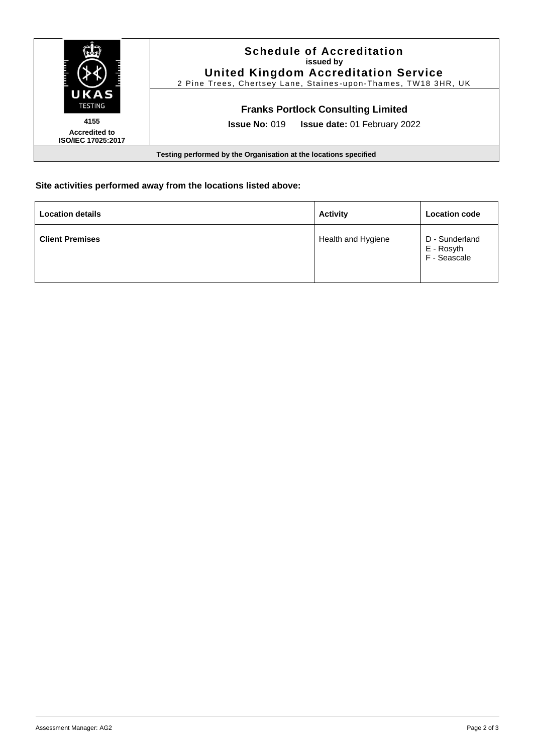**Schedule of Accreditation**
**issued by**
**United Kingdom Accreditation Service**
2 Pine Trees, Chertsey Lane, Staines-upon-Thames, TW18 3HR, UK

**4155**
**Accredited to ISO/IEC 17025:2017**

**Franks Portlock Consulting Limited**

**Issue No:** 019 **Issue date:** 01 February 2022

**Testing performed by the Organisation at the locations specified**

### Site activities performed away from the locations listed above:

| Location details | Activity | Location code |
|---|---|---|
| **Client Premises** | Health and Hygiene | D - Sunderland<br>E - Rosyth<br>F - Seascale |

Assessment Manager: AG2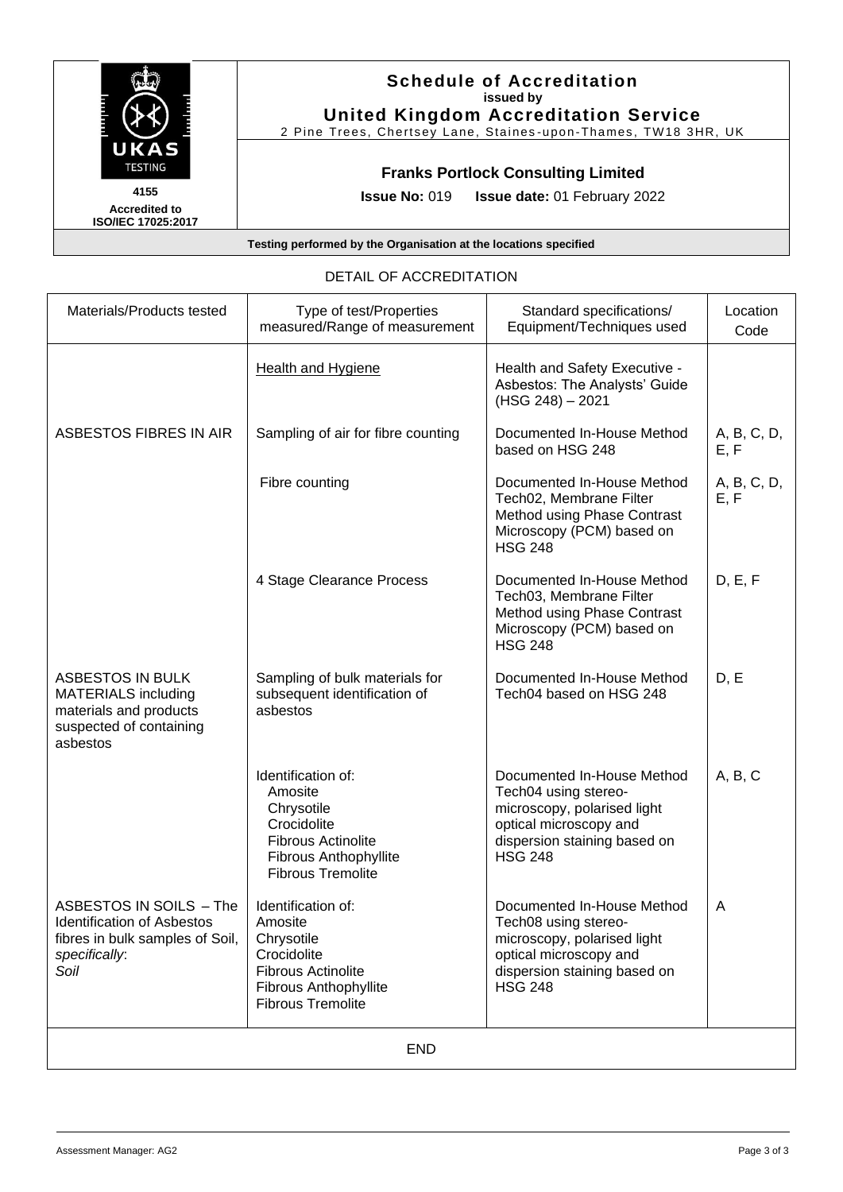**Schedule of Accreditation**
**issued by**
**United Kingdom Accreditation Service**
2 Pine Trees, Chertsey Lane, Staines-upon-Thames, TW18 3HR, UK

UKAS TESTING
**4155**
**Accredited to ISO/IEC 17025:2017**

**Franks Portlock Consulting Limited**

**Issue No:** 019 **Issue date:** 01 February 2022

**Testing performed by the Organisation at the locations specified**

DETAIL OF ACCREDITATION

| Materials/Products tested | Type of test/Properties measured/Range of measurement | Standard specifications/ Equipment/Techniques used | Location Code |
|---|---|---|---|
| | Health and Hygiene | Health and Safety Executive - Asbestos: The Analysts' Guide (HSG 248) – 2021 | |
| ASBESTOS FIBRES IN AIR | Sampling of air for fibre counting | Documented In-House Method based on HSG 248 | A, B, C, D, E, F |
| | Fibre counting | Documented In-House Method Tech02, Membrane Filter Method using Phase Contrast Microscopy (PCM) based on HSG 248 | A, B, C, D, E, F |
| | 4 Stage Clearance Process | Documented In-House Method Tech03, Membrane Filter Method using Phase Contrast Microscopy (PCM) based on HSG 248 | D, E, F |
| ASBESTOS IN BULK MATERIALS including materials and products suspected of containing asbestos | Sampling of bulk materials for subsequent identification of asbestos | Documented In-House Method Tech04 based on HSG 248 | D, E |
| | Identification of: Amosite, Chrysotile, Crocidolite, Fibrous Actinolite, Fibrous Anthophyllite, Fibrous Tremolite | Documented In-House Method Tech04 using stereo-microscopy, polarised light optical microscopy and dispersion staining based on HSG 248 | A, B, C |
| ASBESTOS IN SOILS – The Identification of Asbestos fibres in bulk samples of Soil, *specifically*: *Soil* | Identification of: Amosite, Chrysotile, Crocidolite, Fibrous Actinolite, Fibrous Anthophyllite, Fibrous Tremolite | Documented In-House Method Tech08 using stereo-microscopy, polarised light optical microscopy and dispersion staining based on HSG 248 | A |

END

Assessment Manager: AG2